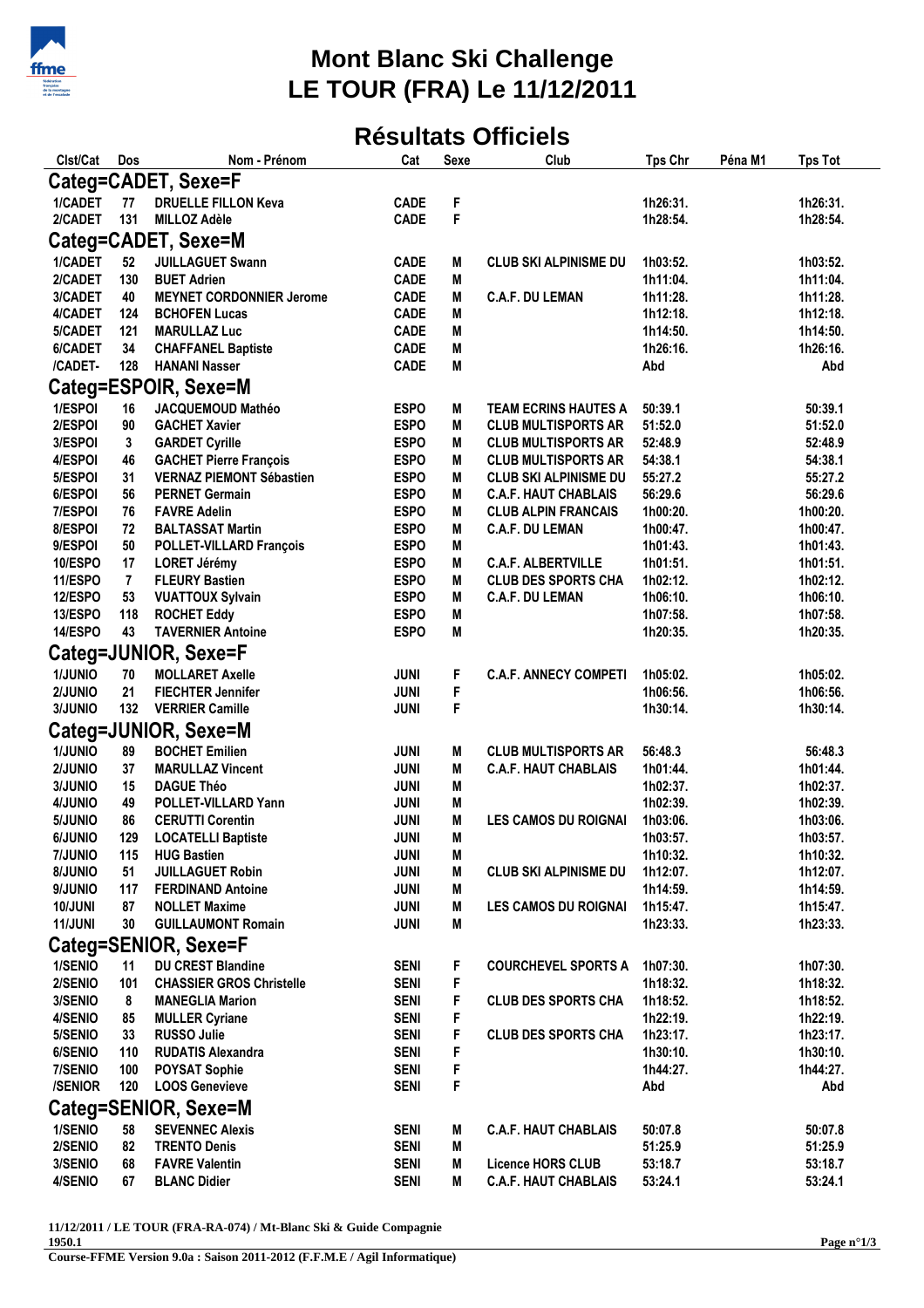# Mont Blanc Ski Challenge
# LE TOUR (FRA) Le 11/12/2011

## Résultats Officiels

| Clst/Cat | Dos | Nom - Prénom | Cat | Sexe | Club | Tps Chr | Péna M1 | Tps Tot |
|---|---|---|---|---|---|---|---|---|
| **Categ=CADET, Sexe=F** | | | | | | | | |
| 1/CADET | 77 | DRUELLE FILLON Keva | CADE | F | | 1h26:31. | | 1h26:31. |
| 2/CADET | 131 | MILLOZ Adèle | CADE | F | | 1h28:54. | | 1h28:54. |
| **Categ=CADET, Sexe=M** | | | | | | | | |
| 1/CADET | 52 | JUILLAGUET Swann | CADE | M | CLUB SKI ALPINISME DU | 1h03:52. | | 1h03:52. |
| 2/CADET | 130 | BUET Adrien | CADE | M | | 1h11:04. | | 1h11:04. |
| 3/CADET | 40 | MEYNET CORDONNIER Jerome | CADE | M | C.A.F. DU LEMAN | 1h11:28. | | 1h11:28. |
| 4/CADET | 124 | BCHOFEN Lucas | CADE | M | | 1h12:18. | | 1h12:18. |
| 5/CADET | 121 | MARULLAZ Luc | CADE | M | | 1h14:50. | | 1h14:50. |
| 6/CADET | 34 | CHAFFANEL Baptiste | CADE | M | | 1h26:16. | | 1h26:16. |
| /CADET- | 128 | HANANI Nasser | CADE | M | | Abd | | Abd |
| **Categ=ESPOIR, Sexe=M** | | | | | | | | |
| 1/ESPOI | 16 | JACQUEMOUD Mathéo | ESPO | M | TEAM ECRINS HAUTES A | 50:39.1 | | 50:39.1 |
| 2/ESPOI | 90 | GACHET Xavier | ESPO | M | CLUB MULTISPORTS AR | 51:52.0 | | 51:52.0 |
| 3/ESPOI | 3 | GARDET Cyrille | ESPO | M | CLUB MULTISPORTS AR | 52:48.9 | | 52:48.9 |
| 4/ESPOI | 46 | GACHET Pierre François | ESPO | M | CLUB MULTISPORTS AR | 54:38.1 | | 54:38.1 |
| 5/ESPOI | 31 | VERNAZ PIEMONT Sébastien | ESPO | M | CLUB SKI ALPINISME DU | 55:27.2 | | 55:27.2 |
| 6/ESPOI | 56 | PERNET Germain | ESPO | M | C.A.F. HAUT CHABLAIS | 56:29.6 | | 56:29.6 |
| 7/ESPOI | 76 | FAVRE Adelin | ESPO | M | CLUB ALPIN FRANCAIS | 1h00:20. | | 1h00:20. |
| 8/ESPOI | 72 | BALTASSAT Martin | ESPO | M | C.A.F. DU LEMAN | 1h00:47. | | 1h00:47. |
| 9/ESPOI | 50 | POLLET-VILLARD François | ESPO | M | | 1h01:43. | | 1h01:43. |
| 10/ESPO | 17 | LORET Jérémy | ESPO | M | C.A.F. ALBERTVILLE | 1h01:51. | | 1h01:51. |
| 11/ESPO | 7 | FLEURY Bastien | ESPO | M | CLUB DES SPORTS CHA | 1h02:12. | | 1h02:12. |
| 12/ESPO | 53 | VUATTOUX Sylvain | ESPO | M | C.A.F. DU LEMAN | 1h06:10. | | 1h06:10. |
| 13/ESPO | 118 | ROCHET Eddy | ESPO | M | | 1h07:58. | | 1h07:58. |
| 14/ESPO | 43 | TAVERNIER Antoine | ESPO | M | | 1h20:35. | | 1h20:35. |
| **Categ=JUNIOR, Sexe=F** | | | | | | | | |
| 1/JUNIO | 70 | MOLLARET Axelle | JUNI | F | C.A.F. ANNECY COMPETI | 1h05:02. | | 1h05:02. |
| 2/JUNIO | 21 | FIECHTER Jennifer | JUNI | F | | 1h06:56. | | 1h06:56. |
| 3/JUNIO | 132 | VERRIER Camille | JUNI | F | | 1h30:14. | | 1h30:14. |
| **Categ=JUNIOR, Sexe=M** | | | | | | | | |
| 1/JUNIO | 89 | BOCHET Emilien | JUNI | M | CLUB MULTISPORTS AR | 56:48.3 | | 56:48.3 |
| 2/JUNIO | 37 | MARULLAZ Vincent | JUNI | M | C.A.F. HAUT CHABLAIS | 1h01:44. | | 1h01:44. |
| 3/JUNIO | 15 | DAGUE Théo | JUNI | M | | 1h02:37. | | 1h02:37. |
| 4/JUNIO | 49 | POLLET-VILLARD Yann | JUNI | M | | 1h02:39. | | 1h02:39. |
| 5/JUNIO | 86 | CERUTTI Corentin | JUNI | M | LES CAMOS DU ROIGNAI | 1h03:06. | | 1h03:06. |
| 6/JUNIO | 129 | LOCATELLI Baptiste | JUNI | M | | 1h03:57. | | 1h03:57. |
| 7/JUNIO | 115 | HUG Bastien | JUNI | M | | 1h10:32. | | 1h10:32. |
| 8/JUNIO | 51 | JUILLAGUET Robin | JUNI | M | CLUB SKI ALPINISME DU | 1h12:07. | | 1h12:07. |
| 9/JUNIO | 117 | FERDINAND Antoine | JUNI | M | | 1h14:59. | | 1h14:59. |
| 10/JUNI | 87 | NOLLET Maxime | JUNI | M | LES CAMOS DU ROIGNAI | 1h15:47. | | 1h15:47. |
| 11/JUNI | 30 | GUILLAUMONT Romain | JUNI | M | | 1h23:33. | | 1h23:33. |
| **Categ=SENIOR, Sexe=F** | | | | | | | | |
| 1/SENIO | 11 | DU CREST Blandine | SENI | F | COURCHEVEL SPORTS A | 1h07:30. | | 1h07:30. |
| 2/SENIO | 101 | CHASSIER GROS Christelle | SENI | F | | 1h18:32. | | 1h18:32. |
| 3/SENIO | 8 | MANEGLIA Marion | SENI | F | CLUB DES SPORTS CHA | 1h18:52. | | 1h18:52. |
| 4/SENIO | 85 | MULLER Cyriane | SENI | F | | 1h22:19. | | 1h22:19. |
| 5/SENIO | 33 | RUSSO Julie | SENI | F | CLUB DES SPORTS CHA | 1h23:17. | | 1h23:17. |
| 6/SENIO | 110 | RUDATIS Alexandra | SENI | F | | 1h30:10. | | 1h30:10. |
| 7/SENIO | 100 | POYSAT Sophie | SENI | F | | 1h44:27. | | 1h44:27. |
| /SENIOR | 120 | LOOS Genevieve | SENI | F | | Abd | | Abd |
| **Categ=SENIOR, Sexe=M** | | | | | | | | |
| 1/SENIO | 58 | SEVENNEC Alexis | SENI | M | C.A.F. HAUT CHABLAIS | 50:07.8 | | 50:07.8 |
| 2/SENIO | 82 | TRENTO Denis | SENI | M | | 51:25.9 | | 51:25.9 |
| 3/SENIO | 68 | FAVRE Valentin | SENI | M | Licence HORS CLUB | 53:18.7 | | 53:18.7 |
| 4/SENIO | 67 | BLANC Didier | SENI | M | C.A.F. HAUT CHABLAIS | 53:24.1 | | 53:24.1 |

**11/12/2011 / LE TOUR (FRA-RA-074) / Mt-Blanc Ski & Guide Compagnie**
**1950.1**
**Course-FFME Version 9.0a : Saison 2011-2012 (F.F.M.E / Agil Informatique)**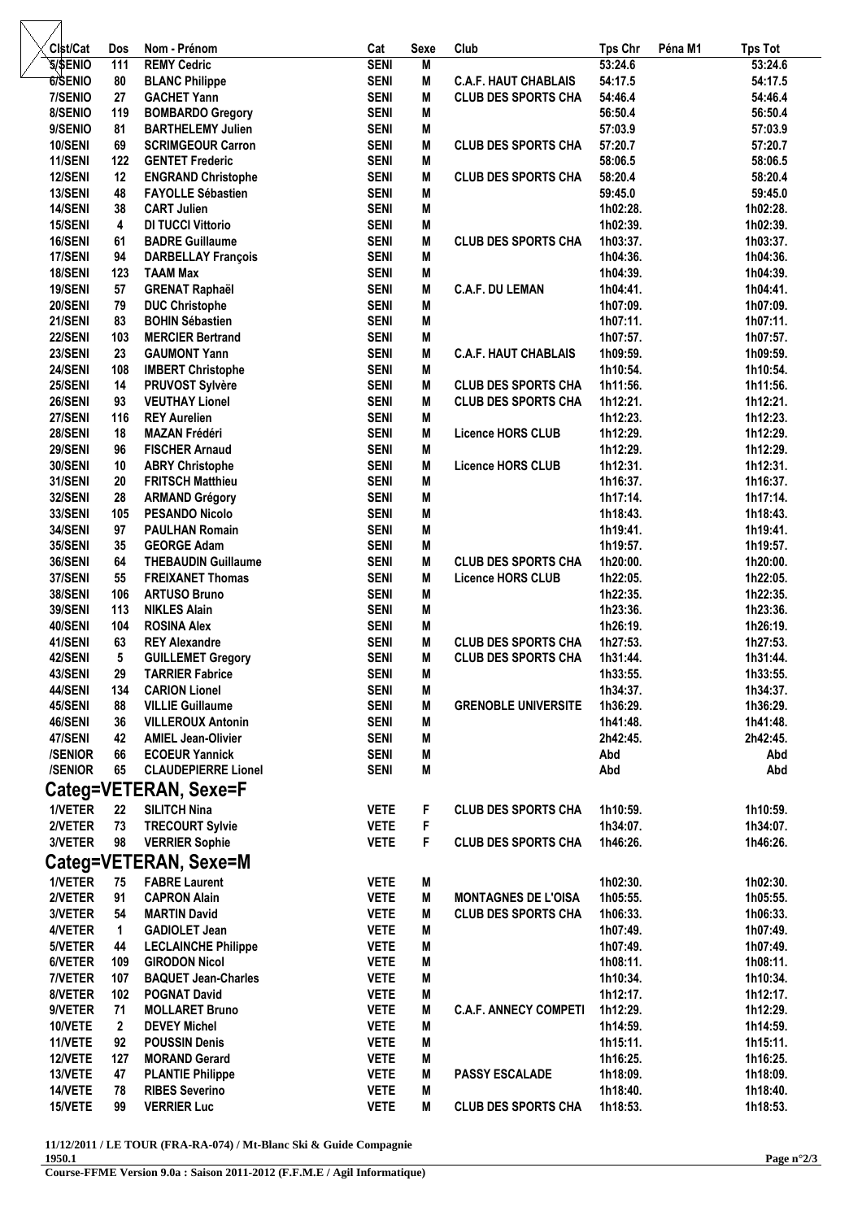| Clst/Cat | Dos | Nom - Prénom | Cat | Sexe | Club | Tps Chr | Péna M1 | Tps Tot |
|---|---|---|---|---|---|---|---|---|
| 5/SENIO | 111 | REMY Cedric | SENI | M | | 53:24.6 | | 53:24.6 |
| 6/SENIO | 80 | BLANC Philippe | SENI | M | C.A.F. HAUT CHABLAIS | 54:17.5 | | 54:17.5 |
| 7/SENIO | 27 | GACHET Yann | SENI | M | CLUB DES SPORTS CHA | 54:46.4 | | 54:46.4 |
| 8/SENIO | 119 | BOMBARDO Gregory | SENI | M | | 56:50.4 | | 56:50.4 |
| 9/SENIO | 81 | BARTHELEMY Julien | SENI | M | | 57:03.9 | | 57:03.9 |
| 10/SENI | 69 | SCRIMGEOUR Carron | SENI | M | CLUB DES SPORTS CHA | 57:20.7 | | 57:20.7 |
| 11/SENI | 122 | GENTET Frederic | SENI | M | | 58:06.5 | | 58:06.5 |
| 12/SENI | 12 | ENGRAND Christophe | SENI | M | CLUB DES SPORTS CHA | 58:20.4 | | 58:20.4 |
| 13/SENI | 48 | FAYOLLE Sébastien | SENI | M | | 59:45.0 | | 59:45.0 |
| 14/SENI | 38 | CART Julien | SENI | M | | 1h02:28. | | 1h02:28. |
| 15/SENI | 4 | DI TUCCI Vittorio | SENI | M | | 1h02:39. | | 1h02:39. |
| 16/SENI | 61 | BADRE Guillaume | SENI | M | CLUB DES SPORTS CHA | 1h03:37. | | 1h03:37. |
| 17/SENI | 94 | DARBELLAY François | SENI | M | | 1h04:36. | | 1h04:36. |
| 18/SENI | 123 | TAAM Max | SENI | M | | 1h04:39. | | 1h04:39. |
| 19/SENI | 57 | GRENAT Raphaël | SENI | M | C.A.F. DU LEMAN | 1h04:41. | | 1h04:41. |
| 20/SENI | 79 | DUC Christophe | SENI | M | | 1h07:09. | | 1h07:09. |
| 21/SENI | 83 | BOHIN Sébastien | SENI | M | | 1h07:11. | | 1h07:11. |
| 22/SENI | 103 | MERCIER Bertrand | SENI | M | | 1h07:57. | | 1h07:57. |
| 23/SENI | 23 | GAUMONT Yann | SENI | M | C.A.F. HAUT CHABLAIS | 1h09:59. | | 1h09:59. |
| 24/SENI | 108 | IMBERT Christophe | SENI | M | | 1h10:54. | | 1h10:54. |
| 25/SENI | 14 | PRUVOST Sylvère | SENI | M | CLUB DES SPORTS CHA | 1h11:56. | | 1h11:56. |
| 26/SENI | 93 | VEUTHAY Lionel | SENI | M | CLUB DES SPORTS CHA | 1h12:21. | | 1h12:21. |
| 27/SENI | 116 | REY Aurelien | SENI | M | | 1h12:23. | | 1h12:23. |
| 28/SENI | 18 | MAZAN Frédéri | SENI | M | Licence HORS CLUB | 1h12:29. | | 1h12:29. |
| 29/SENI | 96 | FISCHER Arnaud | SENI | M | | 1h12:29. | | 1h12:29. |
| 30/SENI | 10 | ABRY Christophe | SENI | M | Licence HORS CLUB | 1h12:31. | | 1h12:31. |
| 31/SENI | 20 | FRITSCH Matthieu | SENI | M | | 1h16:37. | | 1h16:37. |
| 32/SENI | 28 | ARMAND Grégory | SENI | M | | 1h17:14. | | 1h17:14. |
| 33/SENI | 105 | PESANDO Nicolo | SENI | M | | 1h18:43. | | 1h18:43. |
| 34/SENI | 97 | PAULHAN Romain | SENI | M | | 1h19:41. | | 1h19:41. |
| 35/SENI | 35 | GEORGE Adam | SENI | M | | 1h19:57. | | 1h19:57. |
| 36/SENI | 64 | THEBAUDIN Guillaume | SENI | M | CLUB DES SPORTS CHA | 1h20:00. | | 1h20:00. |
| 37/SENI | 55 | FREIXANET Thomas | SENI | M | Licence HORS CLUB | 1h22:05. | | 1h22:05. |
| 38/SENI | 106 | ARTUSO Bruno | SENI | M | | 1h22:35. | | 1h22:35. |
| 39/SENI | 113 | NIKLES Alain | SENI | M | | 1h23:36. | | 1h23:36. |
| 40/SENI | 104 | ROSINA Alex | SENI | M | | 1h26:19. | | 1h26:19. |
| 41/SENI | 63 | REY Alexandre | SENI | M | CLUB DES SPORTS CHA | 1h27:53. | | 1h27:53. |
| 42/SENI | 5 | GUILLEMET Gregory | SENI | M | CLUB DES SPORTS CHA | 1h31:44. | | 1h31:44. |
| 43/SENI | 29 | TARRIER Fabrice | SENI | M | | 1h33:55. | | 1h33:55. |
| 44/SENI | 134 | CARION Lionel | SENI | M | | 1h34:37. | | 1h34:37. |
| 45/SENI | 88 | VILLIE Guillaume | SENI | M | GRENOBLE UNIVERSITE | 1h36:29. | | 1h36:29. |
| 46/SENI | 36 | VILLEROUX Antonin | SENI | M | | 1h41:48. | | 1h41:48. |
| 47/SENI | 42 | AMIEL Jean-Olivier | SENI | M | | 2h42:45. | | 2h42:45. |
| /SENIOR | 66 | ECOEUR Yannick | SENI | M | | Abd | | Abd |
| /SENIOR | 65 | CLAUDEPIERRE Lionel | SENI | M | | Abd | | Abd |

## Categ=VETERAN, Sexe=F

| Clst/Cat | Dos | Nom - Prénom | Cat | Sexe | Club | Tps Chr | Péna M1 | Tps Tot |
|---|---|---|---|---|---|---|---|---|
| 1/VETER | 22 | SILITCH Nina | VETE | F | CLUB DES SPORTS CHA | 1h10:59. | | 1h10:59. |
| 2/VETER | 73 | TRECOURT Sylvie | VETE | F | | 1h34:07. | | 1h34:07. |
| 3/VETER | 98 | VERRIER Sophie | VETE | F | CLUB DES SPORTS CHA | 1h46:26. | | 1h46:26. |

## Categ=VETERAN, Sexe=M

| Clst/Cat | Dos | Nom - Prénom | Cat | Sexe | Club | Tps Chr | Péna M1 | Tps Tot |
|---|---|---|---|---|---|---|---|---|
| 1/VETER | 75 | FABRE Laurent | VETE | M | | 1h02:30. | | 1h02:30. |
| 2/VETER | 91 | CAPRON Alain | VETE | M | MONTAGNES DE L'OISA | 1h05:55. | | 1h05:55. |
| 3/VETER | 54 | MARTIN David | VETE | M | CLUB DES SPORTS CHA | 1h06:33. | | 1h06:33. |
| 4/VETER | 1 | GADIOLET Jean | VETE | M | | 1h07:49. | | 1h07:49. |
| 5/VETER | 44 | LECLAINCHE Philippe | VETE | M | | 1h07:49. | | 1h07:49. |
| 6/VETER | 109 | GIRODON Nicol | VETE | M | | 1h08:11. | | 1h08:11. |
| 7/VETER | 107 | BAQUET Jean-Charles | VETE | M | | 1h10:34. | | 1h10:34. |
| 8/VETER | 102 | POGNAT David | VETE | M | | 1h12:17. | | 1h12:17. |
| 9/VETER | 71 | MOLLARET Bruno | VETE | M | C.A.F. ANNECY COMPETI | 1h12:29. | | 1h12:29. |
| 10/VETE | 2 | DEVEY Michel | VETE | M | | 1h14:59. | | 1h14:59. |
| 11/VETE | 92 | POUSSIN Denis | VETE | M | | 1h15:11. | | 1h15:11. |
| 12/VETE | 127 | MORAND Gerard | VETE | M | | 1h16:25. | | 1h16:25. |
| 13/VETE | 47 | PLANTIE Philippe | VETE | M | PASSY ESCALADE | 1h18:09. | | 1h18:09. |
| 14/VETE | 78 | RIBES Severino | VETE | M | | 1h18:40. | | 1h18:40. |
| 15/VETE | 99 | VERRIER Luc | VETE | M | CLUB DES SPORTS CHA | 1h18:53. | | 1h18:53. |

11/12/2011 / LE TOUR (FRA-RA-074) / Mt-Blanc Ski & Guide Compagnie
1950.1
Course-FFME Version 9.0a : Saison 2011-2012 (F.F.M.E / Agil Informatique)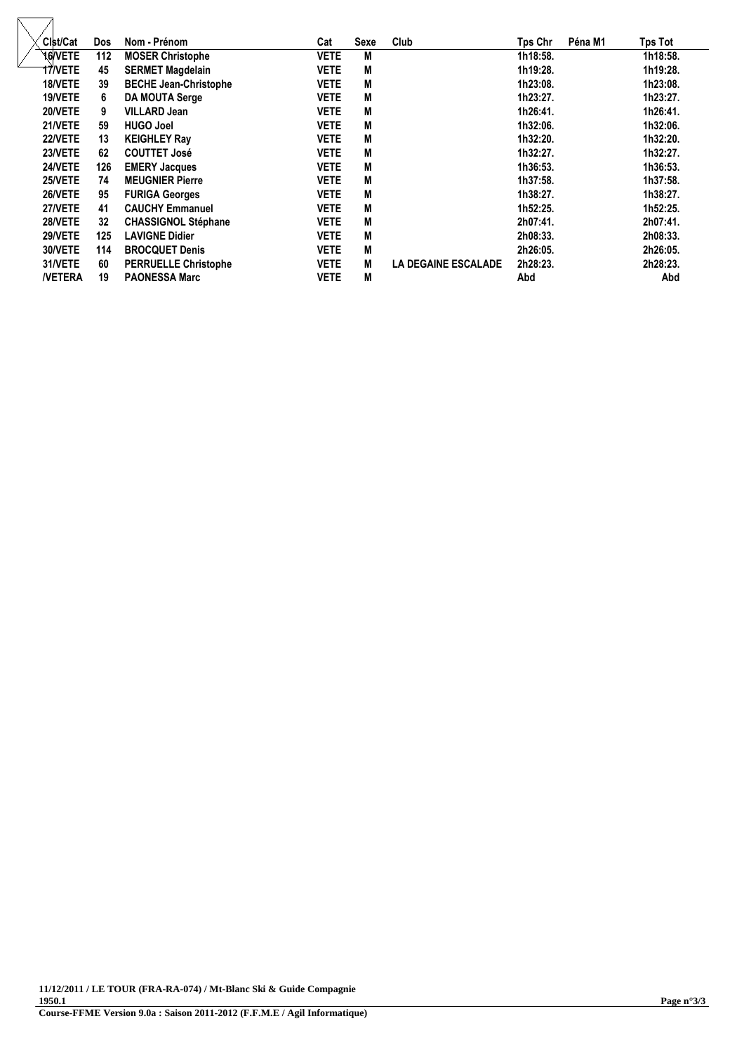| Clst/Cat | Dos | Nom - Prénom | Cat | Sexe | Club | Tps Chr | Péna M1 | Tps Tot |
|---|---|---|---|---|---|---|---|---|
| 16/VETE | 112 | MOSER Christophe | VETE | M | | 1h18:58. | | 1h18:58. |
| 17/VETE | 45 | SERMET Magdelain | VETE | M | | 1h19:28. | | 1h19:28. |
| 18/VETE | 39 | BECHE Jean-Christophe | VETE | M | | 1h23:08. | | 1h23:08. |
| 19/VETE | 6 | DA MOUTA Serge | VETE | M | | 1h23:27. | | 1h23:27. |
| 20/VETE | 9 | VILLARD Jean | VETE | M | | 1h26:41. | | 1h26:41. |
| 21/VETE | 59 | HUGO Joel | VETE | M | | 1h32:06. | | 1h32:06. |
| 22/VETE | 13 | KEIGHLEY Ray | VETE | M | | 1h32:20. | | 1h32:20. |
| 23/VETE | 62 | COUTTET José | VETE | M | | 1h32:27. | | 1h32:27. |
| 24/VETE | 126 | EMERY Jacques | VETE | M | | 1h36:53. | | 1h36:53. |
| 25/VETE | 74 | MEUGNIER Pierre | VETE | M | | 1h37:58. | | 1h37:58. |
| 26/VETE | 95 | FURIGA Georges | VETE | M | | 1h38:27. | | 1h38:27. |
| 27/VETE | 41 | CAUCHY Emmanuel | VETE | M | | 1h52:25. | | 1h52:25. |
| 28/VETE | 32 | CHASSIGNOL Stéphane | VETE | M | | 2h07:41. | | 2h07:41. |
| 29/VETE | 125 | LAVIGNE Didier | VETE | M | | 2h08:33. | | 2h08:33. |
| 30/VETE | 114 | BROCQUET Denis | VETE | M | | 2h26:05. | | 2h26:05. |
| 31/VETE | 60 | PERRUELLE Christophe | VETE | M | LA DEGAINE ESCALADE | 2h28:23. | | 2h28:23. |
| /VETERA | 19 | PAONESSA Marc | VETE | M | | Abd | | Abd |

11/12/2011 / LE TOUR (FRA-RA-074) / Mt-Blanc Ski & Guide Compagnie
1950.1
Course-FFME Version 9.0a : Saison 2011-2012 (F.F.M.E / Agil Informatique)